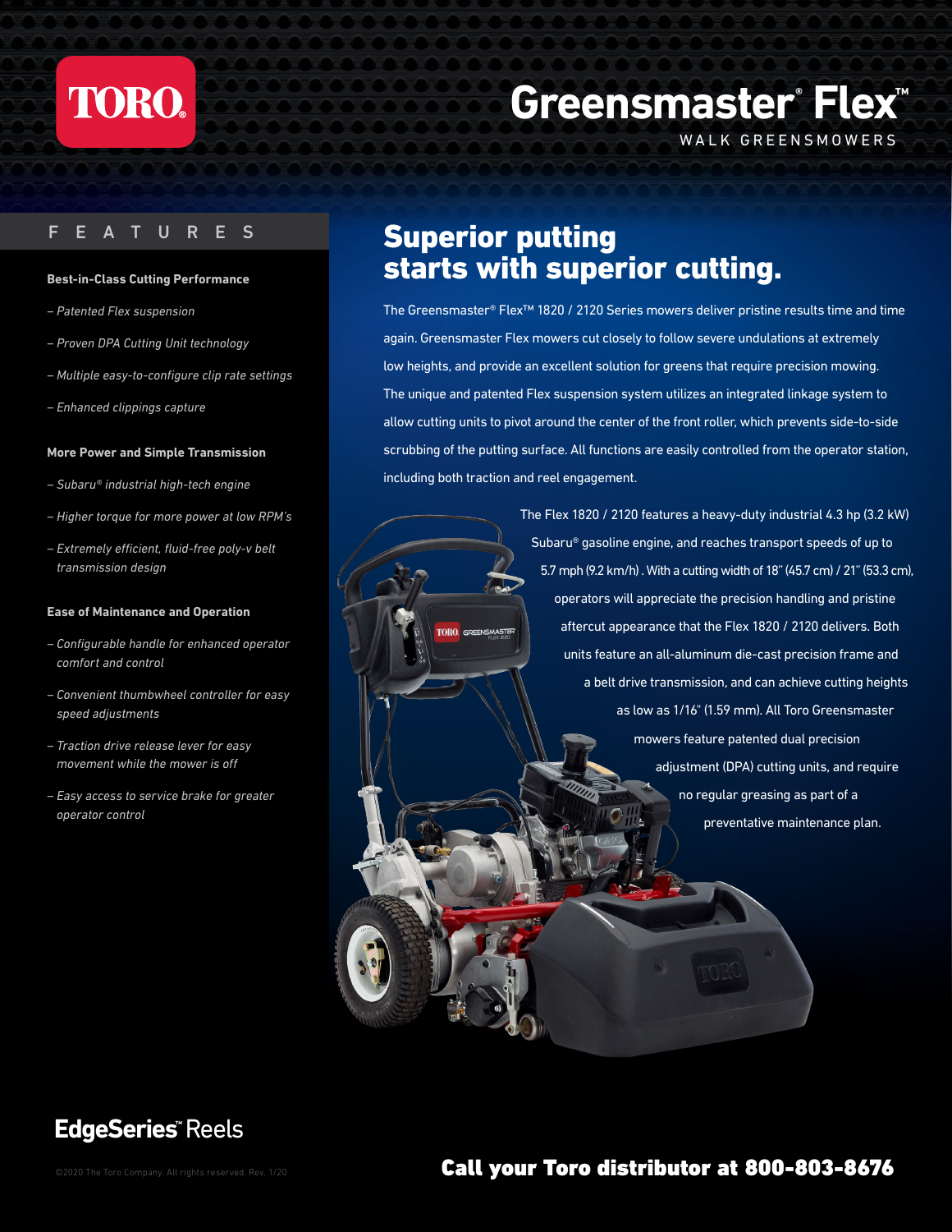# TORO

# Greensmaster® Flex™

WALK GREENSMOWERS

## FEATURES

**Best-in-Class Cutting Performance**

- *Patented Flex suspension*
- *Proven DPA Cutting Unit technology*
- *Multiple easy-to-configure clip rate settings*
- *Enhanced clippings capture*

**More Power and Simple Transmission**

- *Subaru® industrial high-tech engine*
- *Higher torque for more power at low RPM's*
- *Extremely efficient, fluid-free poly-v belt transmission design*

**Ease of Maintenance and Operation**

- *Configurable handle for enhanced operator comfort and control*
- *Convenient thumbwheel controller for easy speed adjustments*
- *Traction drive release lever for easy movement while the mower is off*
- *Easy access to service brake for greater operator control*

## Superior putting starts with superior cutting.

The Greensmaster® Flex™ 1820 / 2120 Series mowers deliver pristine results time and time again. Greensmaster Flex mowers cut closely to follow severe undulations at extremely low heights, and provide an excellent solution for greens that require precision mowing. The unique and patented Flex suspension system utilizes an integrated linkage system to allow cutting units to pivot around the center of the front roller, which prevents side-to-side scrubbing of the putting surface. All functions are easily controlled from the operator station, including both traction and reel engagement.

The Flex 1820 / 2120 features a heavy-duty industrial 4.3 hp (3.2 kW) Subaru® gasoline engine, and reaches transport speeds of up to 5.7 mph (9.2 km/h) . With a cutting width of 18" (45.7 cm) / 21" (53.3 cm), operators will appreciate the precision handling and pristine aftercut appearance that the Flex 1820 / 2120 delivers. Both units feature an all-aluminum die-cast precision frame and a belt drive transmission, and can achieve cutting heights as low as 1/16" (1.59 mm). All Toro Greensmaster mowers feature patented dual precision adjustment (DPA) cutting units, and require no regular greasing as part of a preventative maintenance plan.

**EdgeSeries℠ Reels**

©2020 The Toro Company. All rights reserved. Rev. 1/20

**Call your Toro distributor at 800-803-8676**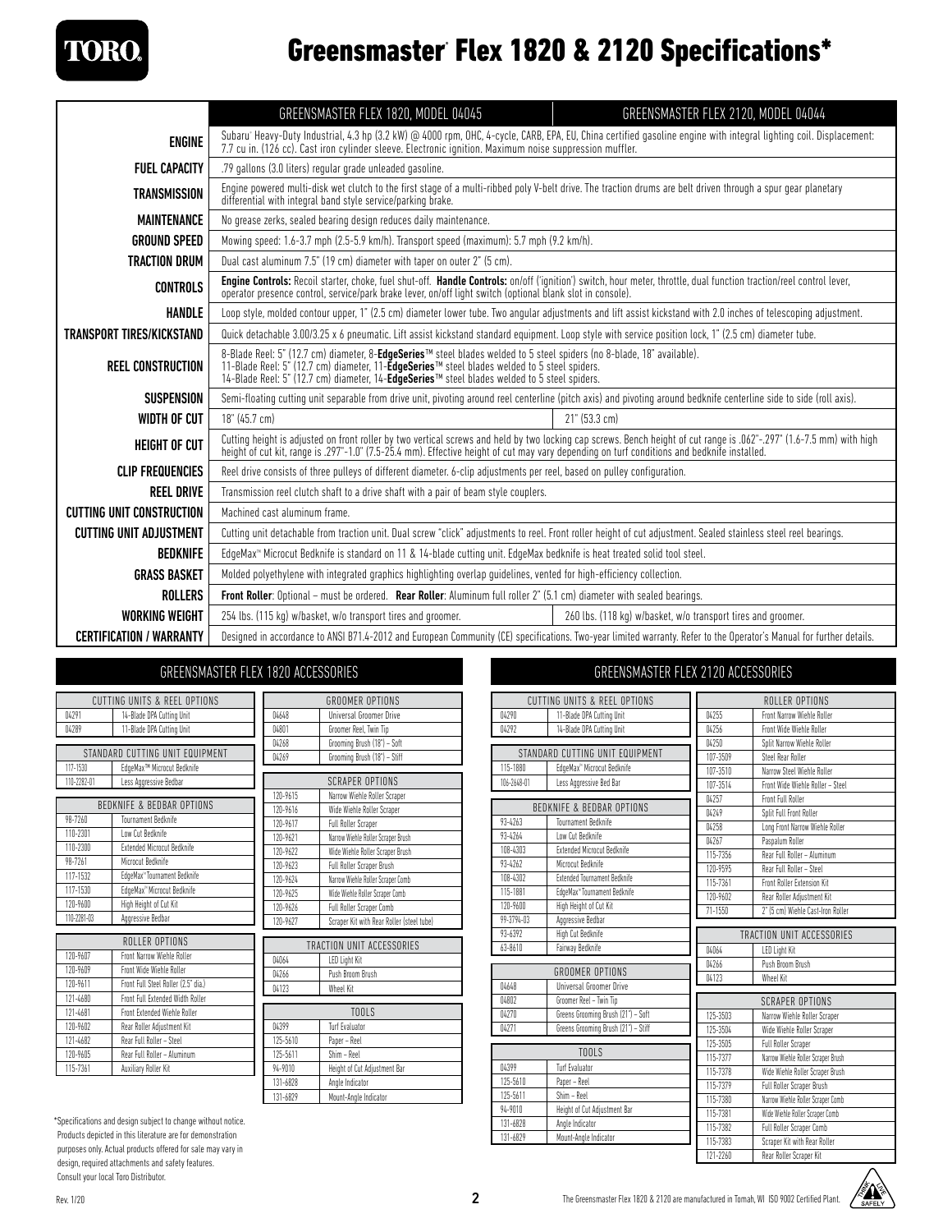# Greensmaster® Flex 1820 & 2120 Specifications*

| | GREENSMASTER FLEX 1820, MODEL 04045 | GREENSMASTER FLEX 2120, MODEL 04044 |
|---|---|---|
| **ENGINE** | Subaru® Heavy-Duty Industrial, 4.3 hp (3.2 kW) @ 4000 rpm, OHC, 4-cycle, CARB, EPA, EU, China certified gasoline engine with integral lighting coil. Displacement: 7.7 cu in. (126 cc). Cast iron cylinder sleeve. Electronic ignition. Maximum noise suppression muffler. | |
| **FUEL CAPACITY** | .79 gallons (3.0 liters) regular grade unleaded gasoline. | |
| **TRANSMISSION** | Engine powered multi-disk wet clutch to the first stage of a multi-ribbed poly V-belt drive. The traction drums are belt driven through a spur gear planetary differential with integral band style service/parking brake. | |
| **MAINTENANCE** | No grease zerks, sealed bearing design reduces daily maintenance. | |
| **GROUND SPEED** | Mowing speed: 1.6-3.7 mph (2.5-5.9 km/h). Transport speed (maximum): 5.7 mph (9.2 km/h). | |
| **TRACTION DRUM** | Dual cast aluminum 7.5" (19 cm) diameter with taper on outer 2" (5 cm). | |
| **CONTROLS** | **Engine Controls:** Recoil starter, choke, fuel shut-off. **Handle Controls:** on/off ('ignition') switch, hour meter, throttle, dual function traction/reel control lever, operator presence control, service/park brake lever, on/off light switch (optional blank slot in console). | |
| **HANDLE** | Loop style, molded contour upper, 1" (2.5 cm) diameter lower tube. Two angular adjustments and lift assist kickstand with 2.0 inches of telescoping adjustment. | |
| **TRANSPORT TIRES/KICKSTAND** | Quick detachable 3.00/3.25 x 6 pneumatic. Lift assist kickstand standard equipment. Loop style with service position lock, 1" (2.5 cm) diameter tube. | |
| **REEL CONSTRUCTION** | 8-Blade Reel: 5" (12.7 cm) diameter, 8-**EdgeSeries**™ steel blades welded to 5 steel spiders (no 8-blade, 18" available).<br>11-Blade Reel: 5" (12.7 cm) diameter, 11-**EdgeSeries**™ steel blades welded to 5 steel spiders.<br>14-Blade Reel: 5" (12.7 cm) diameter, 14-**EdgeSeries**™ steel blades welded to 5 steel spiders. | |
| **SUSPENSION** | Semi-floating cutting unit separable from drive unit, pivoting around reel centerline (pitch axis) and pivoting around bedknife centerline side to side (roll axis). | |
| **WIDTH OF CUT** | 18" (45.7 cm) | 21" (53.3 cm) |
| **HEIGHT OF CUT** | Cutting height is adjusted on front roller by two vertical screws and held by two locking cap screws. Bench height of cut range is .062"-.297" (1.6-7.5 mm) with high height of cut kit, range is .297"-1.0" (7.5-25.4 mm). Effective height of cut may vary depending on turf conditions and bedknife installed. | |
| **CLIP FREQUENCIES** | Reel drive consists of three pulleys of different diameter. 6-clip adjustments per reel, based on pulley configuration. | |
| **REEL DRIVE** | Transmission reel clutch shaft to a drive shaft with a pair of beam style couplers. | |
| **CUTTING UNIT CONSTRUCTION** | Machined cast aluminum frame. | |
| **CUTTING UNIT ADJUSTMENT** | Cutting unit detachable from traction unit. Dual screw "click" adjustments to reel. Front roller height of cut adjustment. Sealed stainless steel reel bearings. | |
| **BEDKNIFE** | EdgeMax™ Microcut Bedknife is standard on 11 & 14-blade cutting unit. EdgeMax bedknife is heat treated solid tool steel. | |
| **GRASS BASKET** | Molded polyethylene with integrated graphics highlighting overlap guidelines, vented for high-efficiency collection. | |
| **ROLLERS** | **Front Roller**: Optional – must be ordered. **Rear Roller**: Aluminum full roller 2" (5.1 cm) diameter with sealed bearings. | |
| **WORKING WEIGHT** | 254 lbs. (115 kg) w/basket, w/o transport tires and groomer. | 260 lbs. (118 kg) w/basket, w/o transport tires and groomer. |
| **CERTIFICATION / WARRANTY** | Designed in accordance to ANSI B71.4-2012 and European Community (CE) specifications. Two-year limited warranty. Refer to the Operator's Manual for further details. | |

## GREENSMASTER FLEX 1820 ACCESSORIES

| CUTTING UNITS & REEL OPTIONS | |
|---|---|
| 04291 | 14-Blade DPA Cutting Unit |
| 04289 | 11-Blade DPA Cutting Unit |

| STANDARD CUTTING UNIT EQUIPMENT | |
|---|---|
| 117-1530 | EdgeMax™ Microcut Bedknife |
| 110-2282-01 | Less Aggressive Bedbar |

| BEDKNIFE & BEDBAR OPTIONS | |
|---|---|
| 98-7260 | Tournament Bedknife |
| 110-2301 | Low Cut Bedknife |
| 110-2300 | Extended Microcut Bedknife |
| 98-7261 | Microcut Bedknife |
| 117-1532 | EdgeMax™ Tournament Bedknife |
| 117-1530 | EdgeMax™ Microcut Bedknife |
| 120-9600 | High Height of Cut Kit |
| 110-2281-03 | Aggressive Bedbar |

| ROLLER OPTIONS | |
|---|---|
| 120-9607 | Front Narrow Wiehle Roller |
| 120-9609 | Front Wide Wiehle Roller |
| 120-9611 | Front Full Steel Roller (2.5" dia.) |
| 121-4680 | Front Full Extended Width Roller |
| 121-4681 | Front Extended Wiehle Roller |
| 120-9602 | Rear Roller Adjustment Kit |
| 121-4682 | Rear Full Roller – Steel |
| 120-9605 | Rear Full Roller – Aluminum |
| 115-7361 | Auxiliary Roller Kit |

| GROOMER OPTIONS | |
|---|---|
| 04648 | Universal Groomer Drive |
| 04801 | Groomer Reel, Twin Tip |
| 04268 | Grooming Brush (18") – Soft |
| 04269 | Grooming Brush (18") – Stiff |

| SCRAPER OPTIONS | |
|---|---|
| 120-9615 | Narrow Wiehle Roller Scraper |
| 120-9616 | Wide Wiehle Roller Scraper |
| 120-9617 | Full Roller Scraper |
| 120-9621 | Narrow Wiehle Roller Scraper Brush |
| 120-9622 | Wide Wiehle Roller Scraper Brush |
| 120-9623 | Full Roller Scraper Brush |
| 120-9624 | Narrow Wiehle Roller Scraper Comb |
| 120-9625 | Wide Wiehle Roller Scraper Comb |
| 120-9626 | Full Roller Scraper Comb |
| 120-9627 | Scraper Kit with Rear Roller (steel tube) |

| TRACTION UNIT ACCESSORIES | |
|---|---|
| 04064 | LED Light Kit |
| 04266 | Push Broom Brush |
| 04123 | Wheel Kit |

| TOOLS | |
|---|---|
| 04399 | Turf Evaluator |
| 125-5610 | Paper – Reel |
| 125-5611 | Shim – Reel |
| 94-9010 | Height of Cut Adjustment Bar |
| 131-6828 | Angle Indicator |
| 131-6829 | Mount-Angle Indicator |

## GREENSMASTER FLEX 2120 ACCESSORIES

| CUTTING UNITS & REEL OPTIONS | |
|---|---|
| 04290 | 11-Blade DPA Cutting Unit |
| 04292 | 14-Blade DPA Cutting Unit |

| STANDARD CUTTING UNIT EQUIPMENT | |
|---|---|
| 115-1880 | EdgeMax™ Microcut Bedknife |
| 106-2648-01 | Less Aggressive Bed Bar |

| BEDKNIFE & BEDBAR OPTIONS | |
|---|---|
| 93-4263 | Tournament Bedknife |
| 93-4264 | Low Cut Bedknife |
| 108-4303 | Extended Microcut Bedknife |
| 93-4262 | Microcut Bedknife |
| 108-4302 | Extended Tournament Bedknife |
| 115-1881 | EdgeMax™ Tournament Bedknife |
| 120-9600 | High Height of Cut Kit |
| 99-3794-03 | Aggressive Bedbar |
| 93-6392 | High Cut Bedknife |
| 63-8610 | Fairway Bedknife |

| GROOMER OPTIONS | |
|---|---|
| 04648 | Universal Groomer Drive |
| 04802 | Groomer Reel – Twin Tip |
| 04270 | Greens Grooming Brush (21") – Soft |
| 04271 | Greens Grooming Brush (21") – Stiff |

| TOOLS | |
|---|---|
| 04399 | Turf Evaluator |
| 125-5610 | Paper – Reel |
| 125-5611 | Shim – Reel |
| 94-9010 | Height of Cut Adjustment Bar |
| 131-6828 | Angle Indicator |
| 131-6829 | Mount-Angle Indicator |

| ROLLER OPTIONS | |
|---|---|
| 04255 | Front Narrow Wiehle Roller |
| 04256 | Front Wide Wiehle Roller |
| 04250 | Split Narrow Wiehle Roller |
| 107-3509 | Steel Rear Roller |
| 107-3510 | Narrow Steel Wiehle Roller |
| 107-3514 | Front Wide Wiehle Roller – Steel |
| 04257 | Front Full Roller |
| 04249 | Split Full Front Roller |
| 04258 | Long Front Narrow Wiehle Roller |
| 04267 | Paspalum Roller |
| 115-7356 | Rear Full Roller – Aluminum |
| 120-9595 | Rear Full Roller – Steel |
| 115-7361 | Front Roller Extension Kit |
| 120-9602 | Rear Roller Adjustment Kit |
| 71-1550 | 2" (5 cm) Wiehle Cast-Iron Roller |

| TRACTION UNIT ACCESSORIES | |
|---|---|
| 04064 | LED Light Kit |
| 04266 | Push Broom Brush |
| 04123 | Wheel Kit |

| SCRAPER OPTIONS | |
|---|---|
| 125-3503 | Narrow Wiehle Roller Scraper |
| 125-3504 | Wide Wiehle Roller Scraper |
| 125-3505 | Full Roller Scraper |
| 115-7377 | Narrow Wiehle Roller Scraper Brush |
| 115-7378 | Wide Wiehle Roller Scraper Brush |
| 115-7379 | Full Roller Scraper Brush |
| 115-7380 | Narrow Wiehle Roller Scraper Comb |
| 115-7381 | Wide Wiehle Roller Scraper Comb |
| 115-7382 | Full Roller Scraper Comb |
| 115-7383 | Scraper Kit with Rear Roller |
| 121-2260 | Rear Roller Scraper Kit |

*Specifications and design subject to change without notice. Products depicted in this literature are for demonstration purposes only. Actual products offered for sale may vary in design, required attachments and safety features. Consult your local Toro Distributor.

Rev. 1/20

The Greensmaster Flex 1820 & 2120 are manufactured in Tomah, WI ISO 9002 Certified Plant.